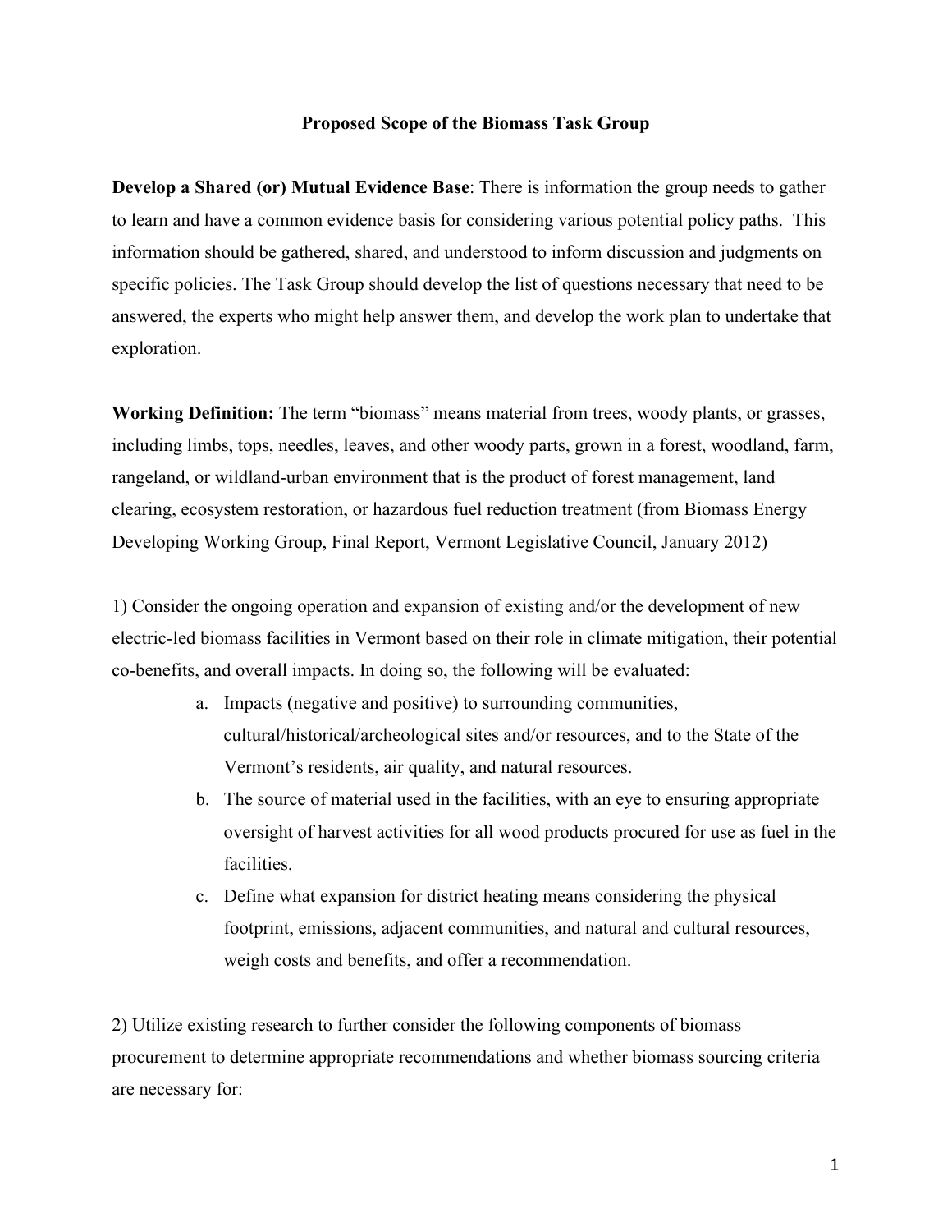# Proposed Scope of the Biomass Task Group

**Develop a Shared (or) Mutual Evidence Base**: There is information the group needs to gather to learn and have a common evidence basis for considering various potential policy paths. This information should be gathered, shared, and understood to inform discussion and judgments on specific policies. The Task Group should develop the list of questions necessary that need to be answered, the experts who might help answer them, and develop the work plan to undertake that exploration.

**Working Definition:** The term "biomass" means material from trees, woody plants, or grasses, including limbs, tops, needles, leaves, and other woody parts, grown in a forest, woodland, farm, rangeland, or wildland-urban environment that is the product of forest management, land clearing, ecosystem restoration, or hazardous fuel reduction treatment (from Biomass Energy Developing Working Group, Final Report, Vermont Legislative Council, January 2012)

1) Consider the ongoing operation and expansion of existing and/or the development of new electric-led biomass facilities in Vermont based on their role in climate mitigation, their potential co-benefits, and overall impacts. In doing so, the following will be evaluated:

   a. Impacts (negative and positive) to surrounding communities, cultural/historical/archeological sites and/or resources, and to the State of the Vermont's residents, air quality, and natural resources.
   b. The source of material used in the facilities, with an eye to ensuring appropriate oversight of harvest activities for all wood products procured for use as fuel in the facilities.
   c. Define what expansion for district heating means considering the physical footprint, emissions, adjacent communities, and natural and cultural resources, weigh costs and benefits, and offer a recommendation.

2) Utilize existing research to further consider the following components of biomass procurement to determine appropriate recommendations and whether biomass sourcing criteria are necessary for: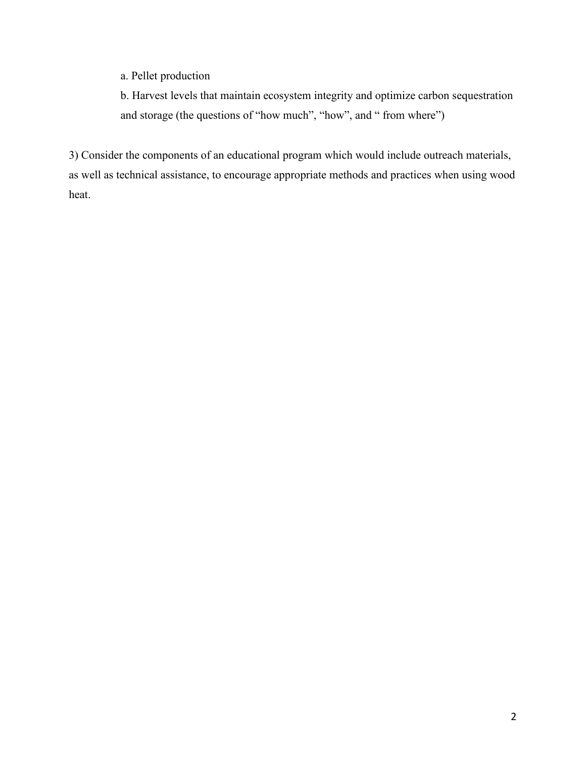a. Pellet production

b. Harvest levels that maintain ecosystem integrity and optimize carbon sequestration and storage (the questions of “how much”, “how”, and “ from where”)

3) Consider the components of an educational program which would include outreach materials, as well as technical assistance, to encourage appropriate methods and practices when using wood heat.